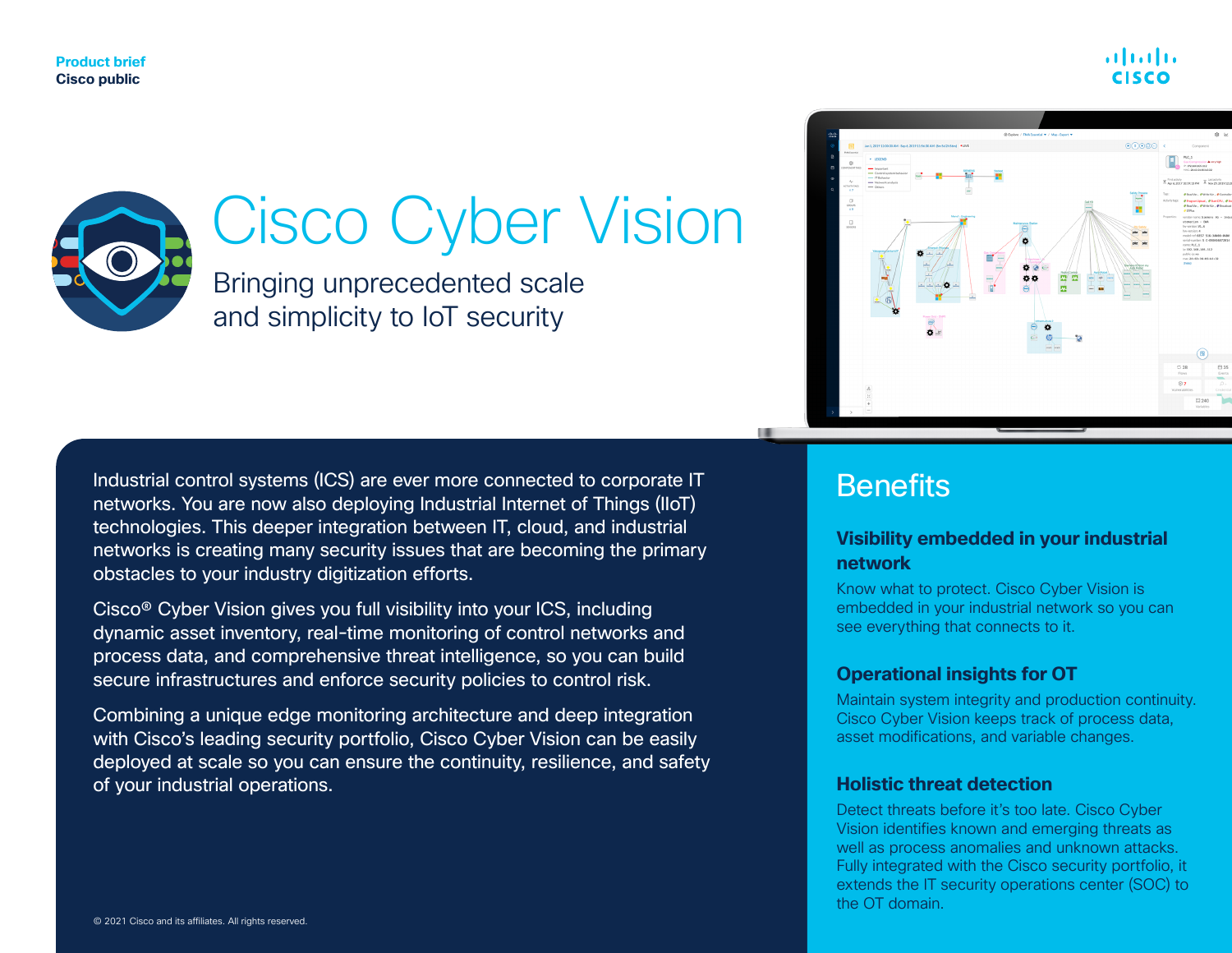**Product brief**
Cisco public

# Cisco Cyber Vision

## Bringing unprecedented scale and simplicity to IoT security

Industrial control systems (ICS) are ever more connected to corporate IT networks. You are now also deploying Industrial Internet of Things (IIoT) technologies. This deeper integration between IT, cloud, and industrial networks is creating many security issues that are becoming the primary obstacles to your industry digitization efforts.

Cisco® Cyber Vision gives you full visibility into your ICS, including dynamic asset inventory, real-time monitoring of control networks and process data, and comprehensive threat intelligence, so you can build secure infrastructures and enforce security policies to control risk.

Combining a unique edge monitoring architecture and deep integration with Cisco's leading security portfolio, Cisco Cyber Vision can be easily deployed at scale so you can ensure the continuity, resilience, and safety of your industrial operations.

© 2021 Cisco and its affiliates. All rights reserved.

## Benefits

### Visibility embedded in your industrial network

Know what to protect. Cisco Cyber Vision is embedded in your industrial network so you can see everything that connects to it.

### Operational insights for OT

Maintain system integrity and production continuity. Cisco Cyber Vision keeps track of process data, asset modifications, and variable changes.

### Holistic threat detection

Detect threats before it's too late. Cisco Cyber Vision identifies known and emerging threats as well as process anomalies and unknown attacks. Fully integrated with the Cisco security portfolio, it extends the IT security operations center (SOC) to the OT domain.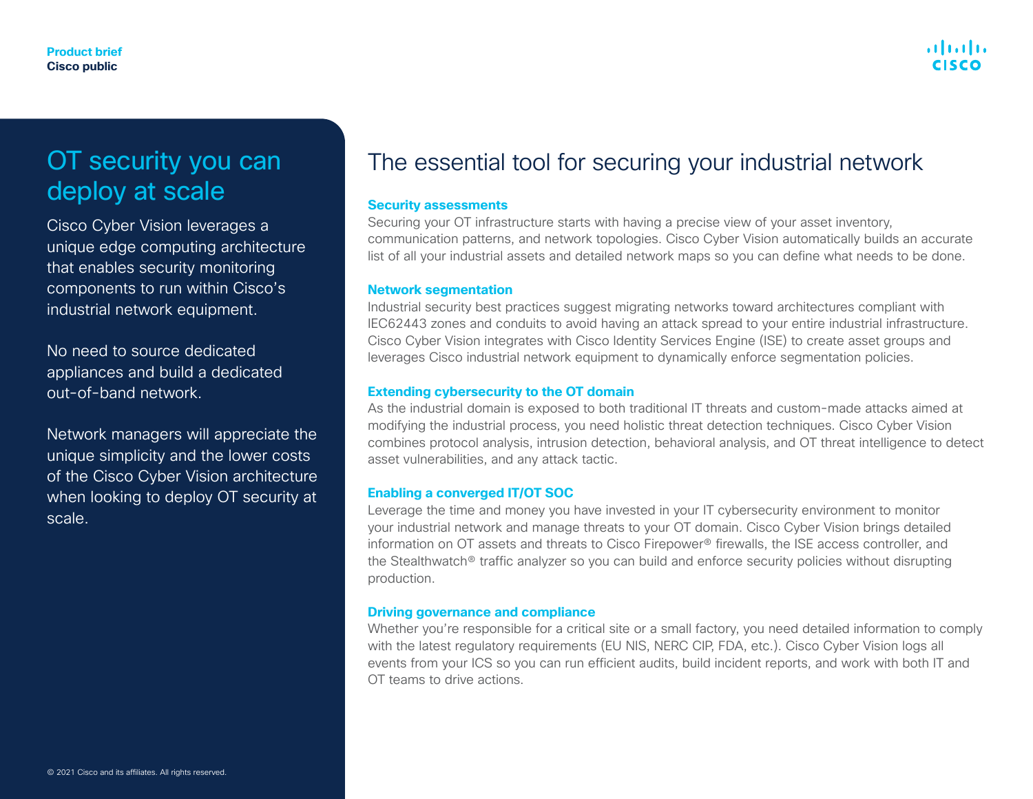# OT security you can deploy at scale

Cisco Cyber Vision leverages a unique edge computing architecture that enables security monitoring components to run within Cisco's industrial network equipment.

No need to source dedicated appliances and build a dedicated out-of-band network.

Network managers will appreciate the unique simplicity and the lower costs of the Cisco Cyber Vision architecture when looking to deploy OT security at scale.

# The essential tool for securing your industrial network

### Security assessments

Securing your OT infrastructure starts with having a precise view of your asset inventory, communication patterns, and network topologies. Cisco Cyber Vision automatically builds an accurate list of all your industrial assets and detailed network maps so you can define what needs to be done.

### Network segmentation

Industrial security best practices suggest migrating networks toward architectures compliant with IEC62443 zones and conduits to avoid having an attack spread to your entire industrial infrastructure. Cisco Cyber Vision integrates with Cisco Identity Services Engine (ISE) to create asset groups and leverages Cisco industrial network equipment to dynamically enforce segmentation policies.

### Extending cybersecurity to the OT domain

As the industrial domain is exposed to both traditional IT threats and custom-made attacks aimed at modifying the industrial process, you need holistic threat detection techniques. Cisco Cyber Vision combines protocol analysis, intrusion detection, behavioral analysis, and OT threat intelligence to detect asset vulnerabilities, and any attack tactic.

### Enabling a converged IT/OT SOC

Leverage the time and money you have invested in your IT cybersecurity environment to monitor your industrial network and manage threats to your OT domain. Cisco Cyber Vision brings detailed information on OT assets and threats to Cisco Firepower® firewalls, the ISE access controller, and the Stealthwatch® traffic analyzer so you can build and enforce security policies without disrupting production.

### Driving governance and compliance

Whether you're responsible for a critical site or a small factory, you need detailed information to comply with the latest regulatory requirements (EU NIS, NERC CIP, FDA, etc.). Cisco Cyber Vision logs all events from your ICS so you can run efficient audits, build incident reports, and work with both IT and OT teams to drive actions.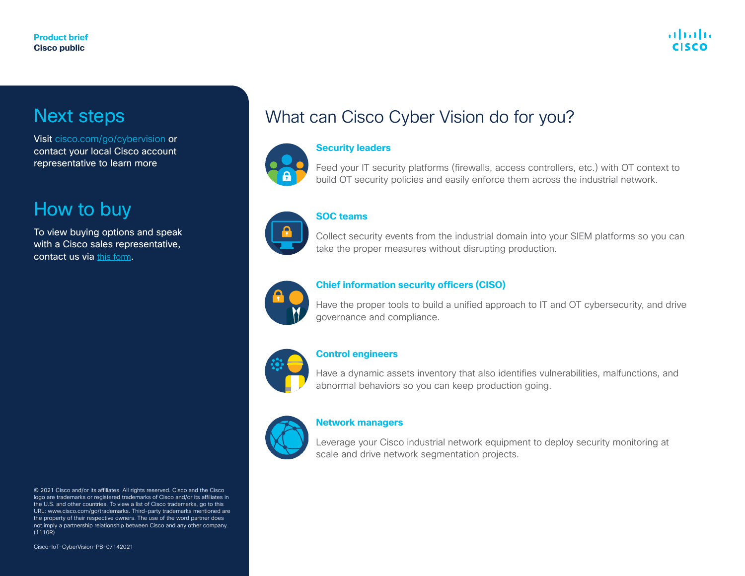## Next steps

Visit cisco.com/go/cybervision or contact your local Cisco account representative to learn more

## How to buy

To view buying options and speak with a Cisco sales representative, contact us via this form.

© 2021 Cisco and/or its affiliates. All rights reserved. Cisco and the Cisco logo are trademarks or registered trademarks of Cisco and/or its affiliates in the U.S. and other countries. To view a list of Cisco trademarks, go to this URL: www.cisco.com/go/trademarks. Third-party trademarks mentioned are the property of their respective owners. The use of the word partner does not imply a partnership relationship between Cisco and any other company. (1110R)

Cisco-IoT-CyberVision-PB-07142021

## What can Cisco Cyber Vision do for you?

### Security leaders

Feed your IT security platforms (firewalls, access controllers, etc.) with OT context to build OT security policies and easily enforce them across the industrial network.

### SOC teams

Collect security events from the industrial domain into your SIEM platforms so you can take the proper measures without disrupting production.

### Chief information security officers (CISO)

Have the proper tools to build a unified approach to IT and OT cybersecurity, and drive governance and compliance.

### Control engineers

Have a dynamic assets inventory that also identifies vulnerabilities, malfunctions, and abnormal behaviors so you can keep production going.

### Network managers

Leverage your Cisco industrial network equipment to deploy security monitoring at scale and drive network segmentation projects.